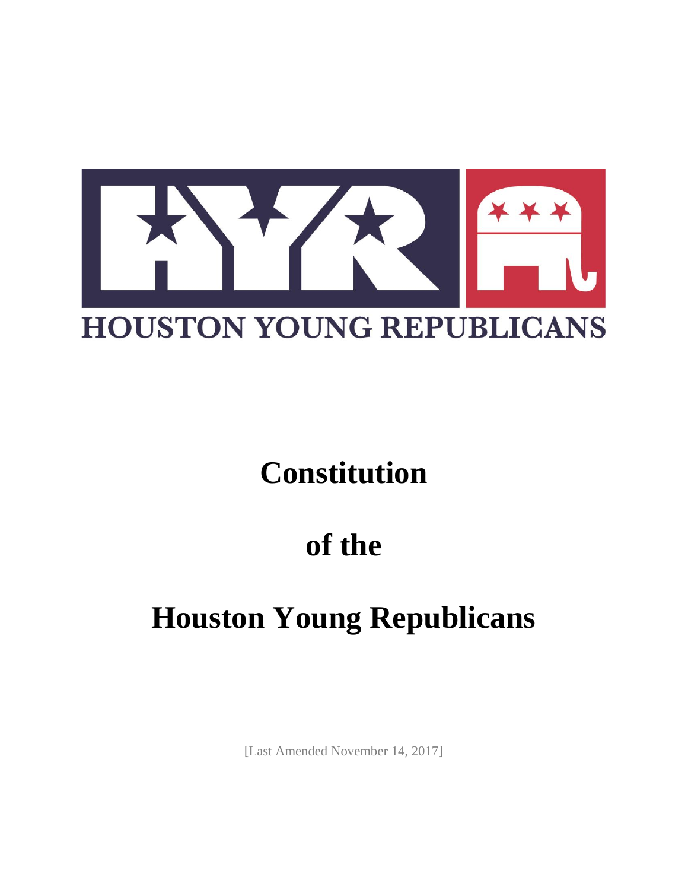HOUSTON YOUNG REPUBLICANS

# Constitution

# of the

# Houston Young Republicans

[Last Amended November 14, 2017]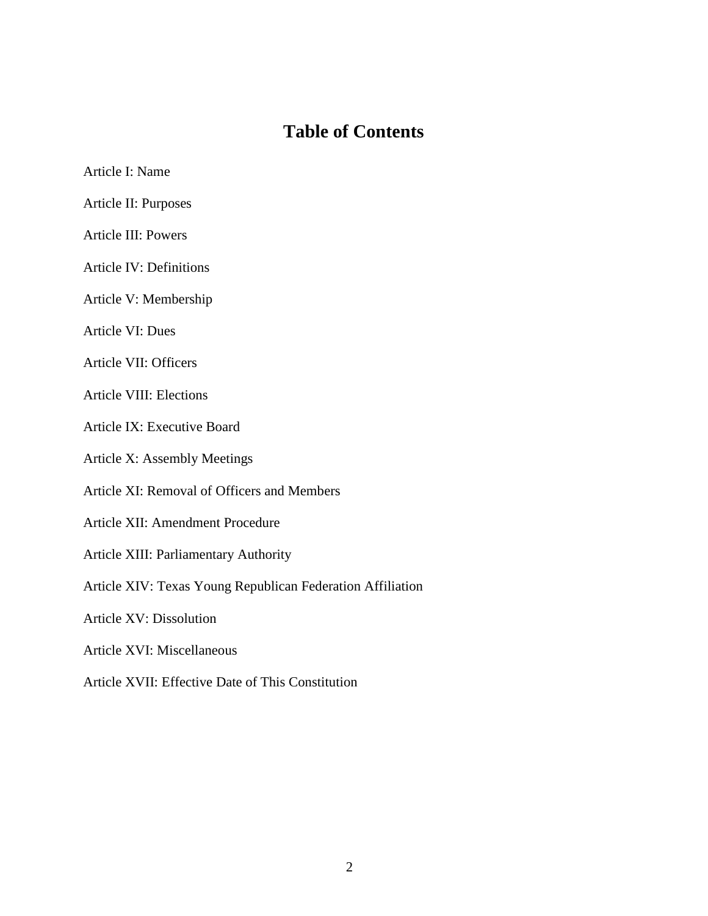# Table of Contents

Article I: Name

Article II: Purposes

Article III: Powers

Article IV: Definitions

Article V: Membership

Article VI: Dues

Article VII: Officers

Article VIII: Elections

Article IX: Executive Board

Article X: Assembly Meetings

Article XI: Removal of Officers and Members

Article XII: Amendment Procedure

Article XIII: Parliamentary Authority

Article XIV: Texas Young Republican Federation Affiliation

Article XV: Dissolution

Article XVI: Miscellaneous

Article XVII: Effective Date of This Constitution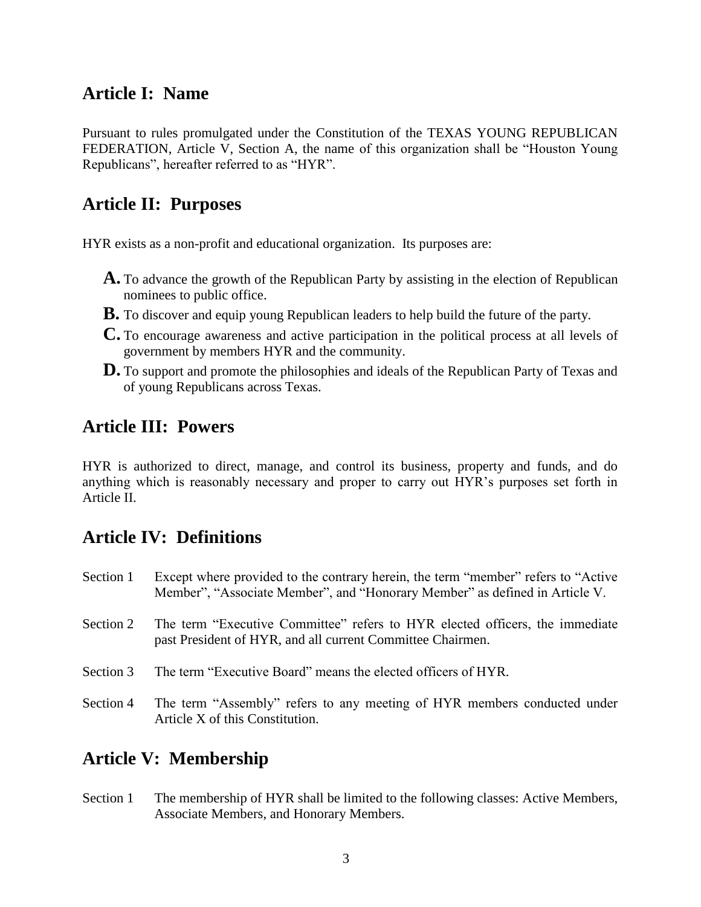## Article I: Name

Pursuant to rules promulgated under the Constitution of the TEXAS YOUNG REPUBLICAN FEDERATION, Article V, Section A, the name of this organization shall be "Houston Young Republicans", hereafter referred to as "HYR".

## Article II: Purposes

HYR exists as a non-profit and educational organization. Its purposes are:

- **A.** To advance the growth of the Republican Party by assisting in the election of Republican nominees to public office.
- **B.** To discover and equip young Republican leaders to help build the future of the party.
- **C.** To encourage awareness and active participation in the political process at all levels of government by members HYR and the community.
- **D.** To support and promote the philosophies and ideals of the Republican Party of Texas and of young Republicans across Texas.

## Article III: Powers

HYR is authorized to direct, manage, and control its business, property and funds, and do anything which is reasonably necessary and proper to carry out HYR's purposes set forth in Article II.

## Article IV: Definitions

Section 1 Except where provided to the contrary herein, the term "member" refers to "Active Member", "Associate Member", and "Honorary Member" as defined in Article V.

Section 2 The term "Executive Committee" refers to HYR elected officers, the immediate past President of HYR, and all current Committee Chairmen.

Section 3 The term "Executive Board" means the elected officers of HYR.

Section 4 The term "Assembly" refers to any meeting of HYR members conducted under Article X of this Constitution.

## Article V: Membership

Section 1 The membership of HYR shall be limited to the following classes: Active Members, Associate Members, and Honorary Members.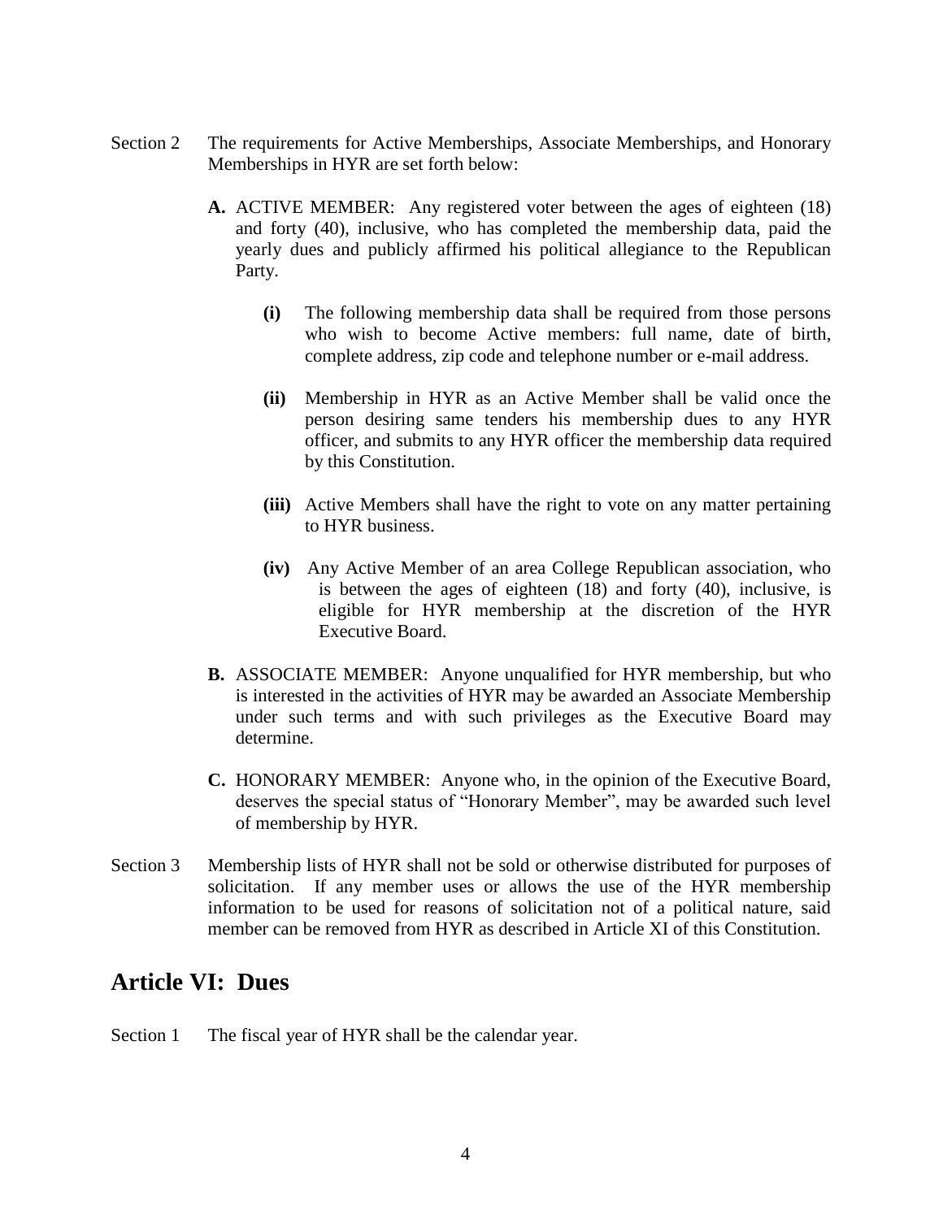Section 2 The requirements for Active Memberships, Associate Memberships, and Honorary Memberships in HYR are set forth below:

**A.** ACTIVE MEMBER: Any registered voter between the ages of eighteen (18) and forty (40), inclusive, who has completed the membership data, paid the yearly dues and publicly affirmed his political allegiance to the Republican Party.

**(i)** The following membership data shall be required from those persons who wish to become Active members: full name, date of birth, complete address, zip code and telephone number or e-mail address.

**(ii)** Membership in HYR as an Active Member shall be valid once the person desiring same tenders his membership dues to any HYR officer, and submits to any HYR officer the membership data required by this Constitution.

**(iii)** Active Members shall have the right to vote on any matter pertaining to HYR business.

**(iv)** Any Active Member of an area College Republican association, who is between the ages of eighteen (18) and forty (40), inclusive, is eligible for HYR membership at the discretion of the HYR Executive Board.

**B.** ASSOCIATE MEMBER: Anyone unqualified for HYR membership, but who is interested in the activities of HYR may be awarded an Associate Membership under such terms and with such privileges as the Executive Board may determine.

**C.** HONORARY MEMBER: Anyone who, in the opinion of the Executive Board, deserves the special status of "Honorary Member", may be awarded such level of membership by HYR.

Section 3 Membership lists of HYR shall not be sold or otherwise distributed for purposes of solicitation. If any member uses or allows the use of the HYR membership information to be used for reasons of solicitation not of a political nature, said member can be removed from HYR as described in Article XI of this Constitution.

## Article VI: Dues

Section 1 The fiscal year of HYR shall be the calendar year.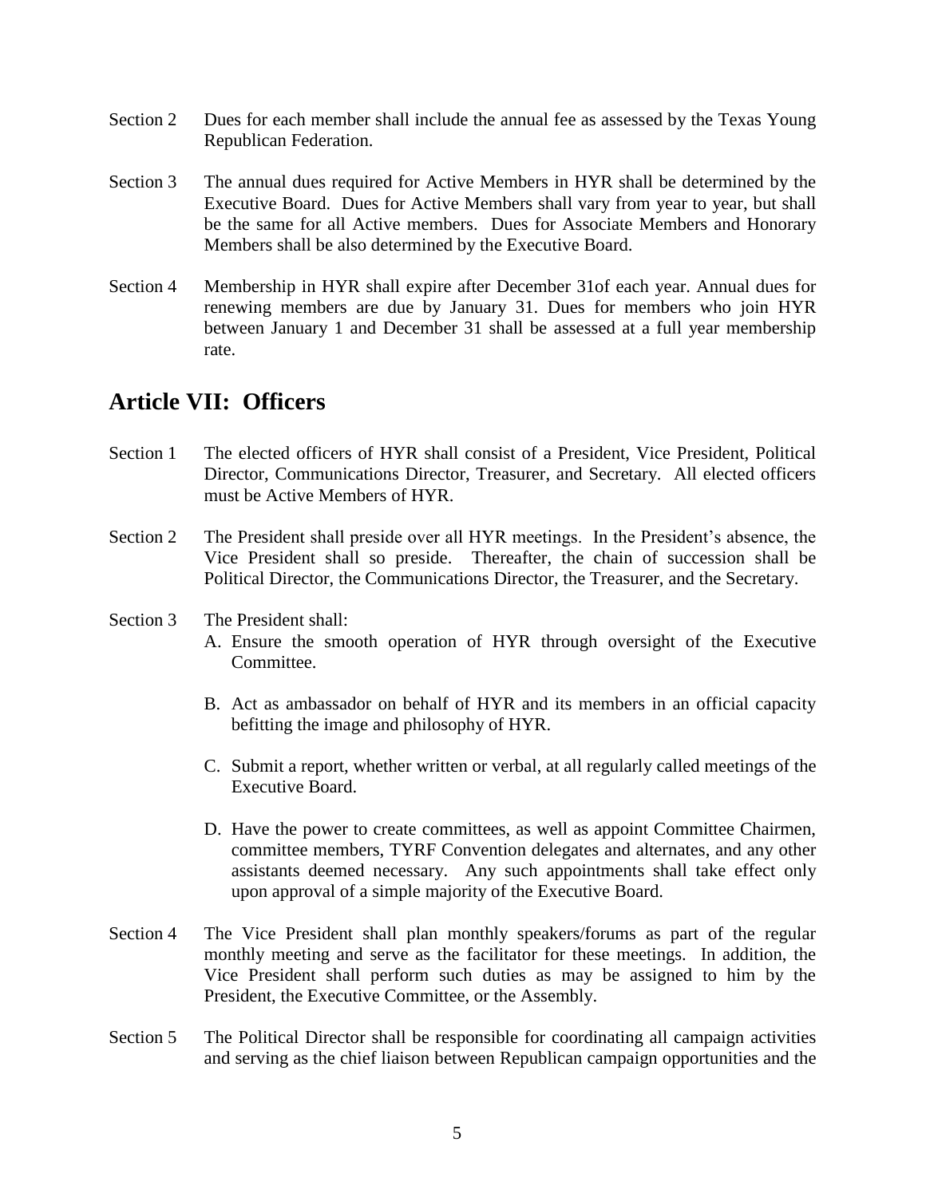Section 2 Dues for each member shall include the annual fee as assessed by the Texas Young Republican Federation.

Section 3 The annual dues required for Active Members in HYR shall be determined by the Executive Board. Dues for Active Members shall vary from year to year, but shall be the same for all Active members. Dues for Associate Members and Honorary Members shall be also determined by the Executive Board.

Section 4 Membership in HYR shall expire after December 31of each year. Annual dues for renewing members are due by January 31. Dues for members who join HYR between January 1 and December 31 shall be assessed at a full year membership rate.

## Article VII: Officers

Section 1 The elected officers of HYR shall consist of a President, Vice President, Political Director, Communications Director, Treasurer, and Secretary. All elected officers must be Active Members of HYR.

Section 2 The President shall preside over all HYR meetings. In the President's absence, the Vice President shall so preside. Thereafter, the chain of succession shall be Political Director, the Communications Director, the Treasurer, and the Secretary.

Section 3 The President shall:

A. Ensure the smooth operation of HYR through oversight of the Executive Committee.

B. Act as ambassador on behalf of HYR and its members in an official capacity befitting the image and philosophy of HYR.

C. Submit a report, whether written or verbal, at all regularly called meetings of the Executive Board.

D. Have the power to create committees, as well as appoint Committee Chairmen, committee members, TYRF Convention delegates and alternates, and any other assistants deemed necessary. Any such appointments shall take effect only upon approval of a simple majority of the Executive Board.

Section 4 The Vice President shall plan monthly speakers/forums as part of the regular monthly meeting and serve as the facilitator for these meetings. In addition, the Vice President shall perform such duties as may be assigned to him by the President, the Executive Committee, or the Assembly.

Section 5 The Political Director shall be responsible for coordinating all campaign activities and serving as the chief liaison between Republican campaign opportunities and the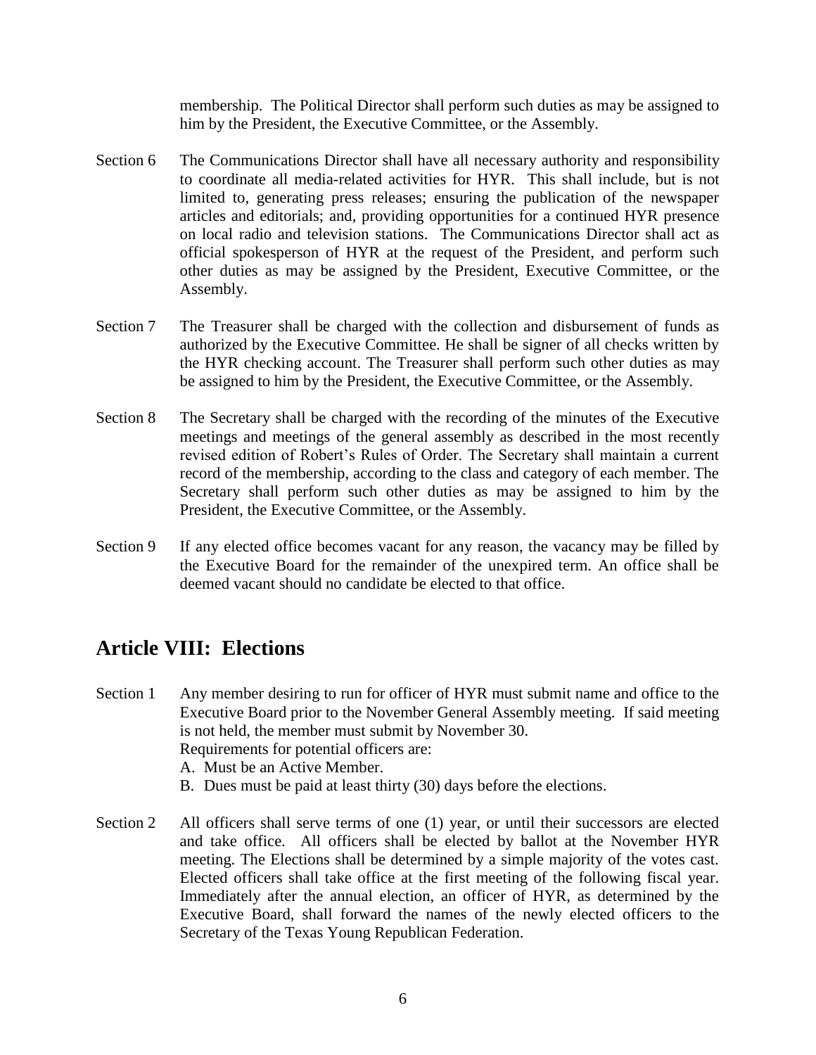membership. The Political Director shall perform such duties as may be assigned to him by the President, the Executive Committee, or the Assembly.

Section 6 The Communications Director shall have all necessary authority and responsibility to coordinate all media-related activities for HYR. This shall include, but is not limited to, generating press releases; ensuring the publication of the newspaper articles and editorials; and, providing opportunities for a continued HYR presence on local radio and television stations. The Communications Director shall act as official spokesperson of HYR at the request of the President, and perform such other duties as may be assigned by the President, Executive Committee, or the Assembly.

Section 7 The Treasurer shall be charged with the collection and disbursement of funds as authorized by the Executive Committee. He shall be signer of all checks written by the HYR checking account. The Treasurer shall perform such other duties as may be assigned to him by the President, the Executive Committee, or the Assembly.

Section 8 The Secretary shall be charged with the recording of the minutes of the Executive meetings and meetings of the general assembly as described in the most recently revised edition of Robert's Rules of Order. The Secretary shall maintain a current record of the membership, according to the class and category of each member. The Secretary shall perform such other duties as may be assigned to him by the President, the Executive Committee, or the Assembly.

Section 9 If any elected office becomes vacant for any reason, the vacancy may be filled by the Executive Board for the remainder of the unexpired term. An office shall be deemed vacant should no candidate be elected to that office.

## Article VIII: Elections

Section 1 Any member desiring to run for officer of HYR must submit name and office to the Executive Board prior to the November General Assembly meeting. If said meeting is not held, the member must submit by November 30.
Requirements for potential officers are:

A. Must be an Active Member.
B. Dues must be paid at least thirty (30) days before the elections.

Section 2 All officers shall serve terms of one (1) year, or until their successors are elected and take office. All officers shall be elected by ballot at the November HYR meeting. The Elections shall be determined by a simple majority of the votes cast. Elected officers shall take office at the first meeting of the following fiscal year. Immediately after the annual election, an officer of HYR, as determined by the Executive Board, shall forward the names of the newly elected officers to the Secretary of the Texas Young Republican Federation.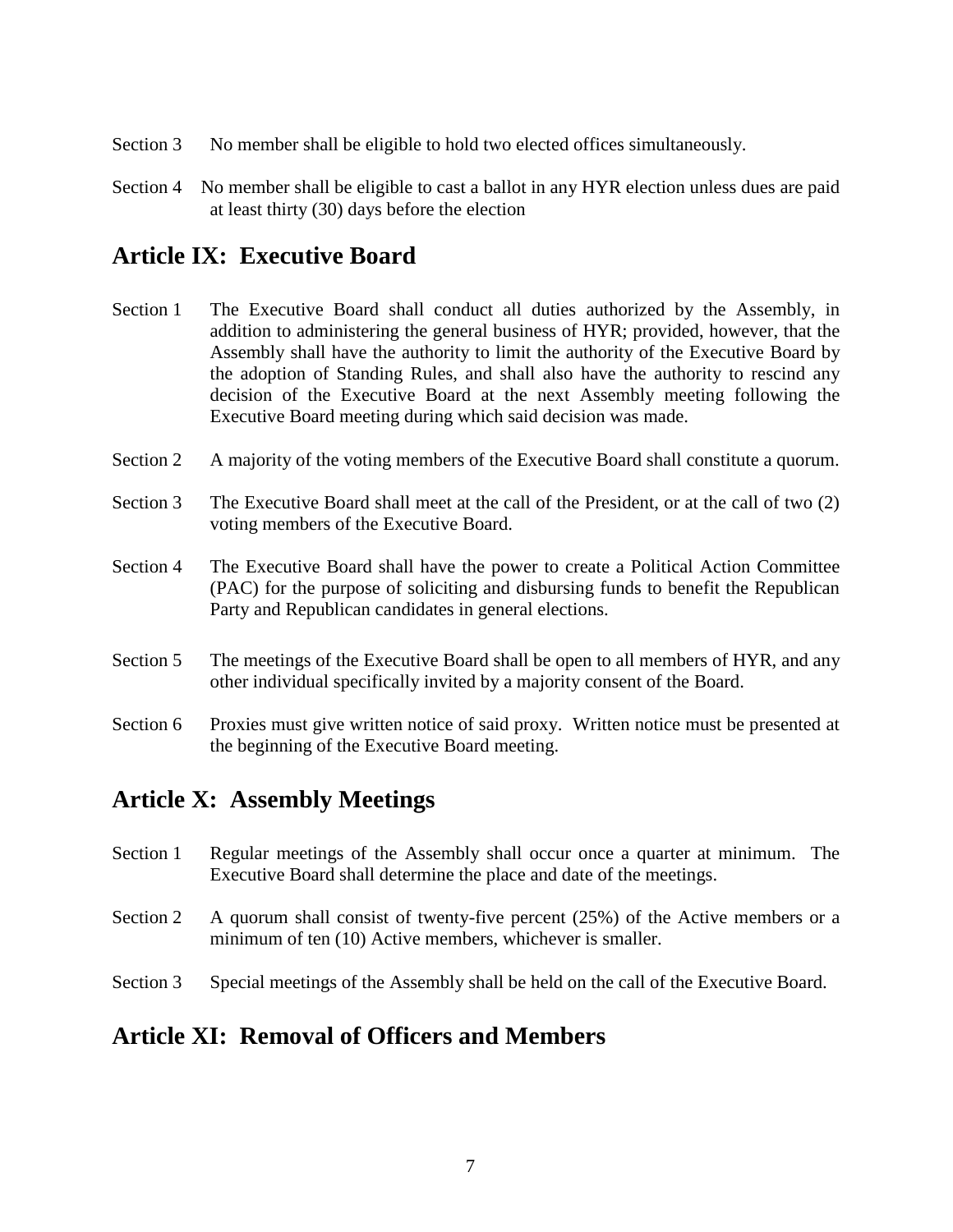Section 3 No member shall be eligible to hold two elected offices simultaneously.

Section 4 No member shall be eligible to cast a ballot in any HYR election unless dues are paid at least thirty (30) days before the election

## Article IX: Executive Board

Section 1 The Executive Board shall conduct all duties authorized by the Assembly, in addition to administering the general business of HYR; provided, however, that the Assembly shall have the authority to limit the authority of the Executive Board by the adoption of Standing Rules, and shall also have the authority to rescind any decision of the Executive Board at the next Assembly meeting following the Executive Board meeting during which said decision was made.

Section 2 A majority of the voting members of the Executive Board shall constitute a quorum.

Section 3 The Executive Board shall meet at the call of the President, or at the call of two (2) voting members of the Executive Board.

Section 4 The Executive Board shall have the power to create a Political Action Committee (PAC) for the purpose of soliciting and disbursing funds to benefit the Republican Party and Republican candidates in general elections.

Section 5 The meetings of the Executive Board shall be open to all members of HYR, and any other individual specifically invited by a majority consent of the Board.

Section 6 Proxies must give written notice of said proxy. Written notice must be presented at the beginning of the Executive Board meeting.

## Article X: Assembly Meetings

Section 1 Regular meetings of the Assembly shall occur once a quarter at minimum. The Executive Board shall determine the place and date of the meetings.

Section 2 A quorum shall consist of twenty-five percent (25%) of the Active members or a minimum of ten (10) Active members, whichever is smaller.

Section 3 Special meetings of the Assembly shall be held on the call of the Executive Board.

## Article XI: Removal of Officers and Members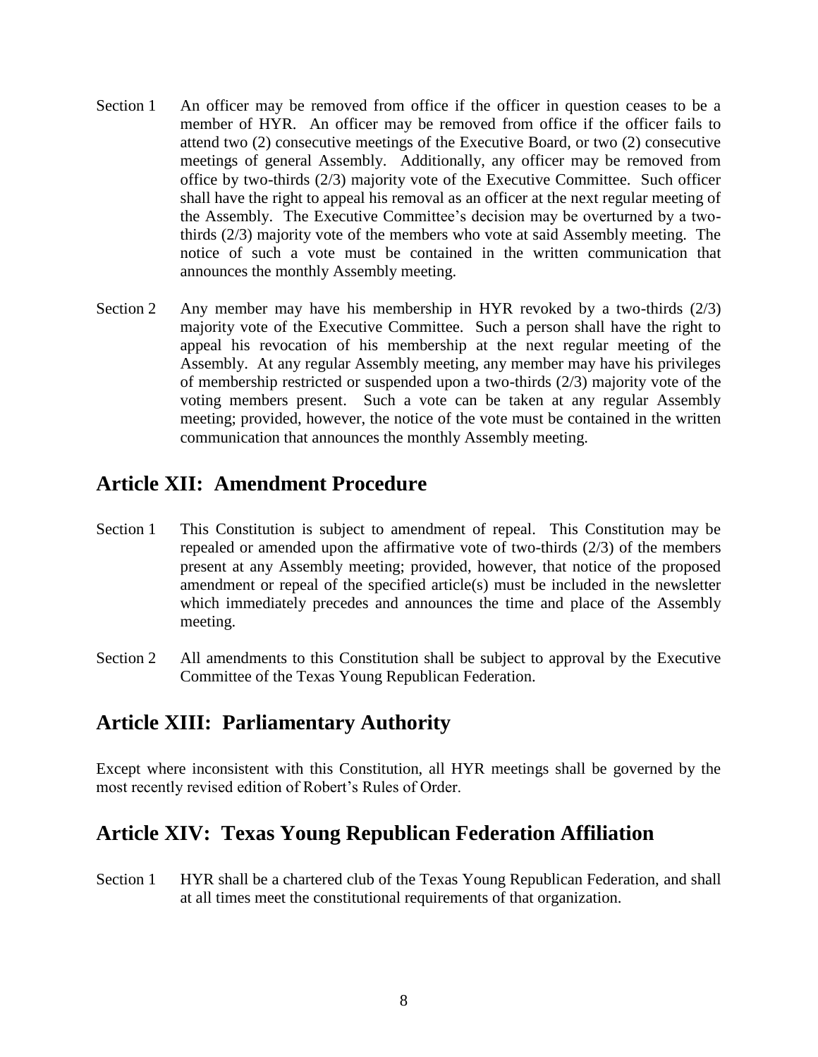Section 1 An officer may be removed from office if the officer in question ceases to be a member of HYR. An officer may be removed from office if the officer fails to attend two (2) consecutive meetings of the Executive Board, or two (2) consecutive meetings of general Assembly. Additionally, any officer may be removed from office by two-thirds (2/3) majority vote of the Executive Committee. Such officer shall have the right to appeal his removal as an officer at the next regular meeting of the Assembly. The Executive Committee's decision may be overturned by a two-thirds (2/3) majority vote of the members who vote at said Assembly meeting. The notice of such a vote must be contained in the written communication that announces the monthly Assembly meeting.

Section 2 Any member may have his membership in HYR revoked by a two-thirds (2/3) majority vote of the Executive Committee. Such a person shall have the right to appeal his revocation of his membership at the next regular meeting of the Assembly. At any regular Assembly meeting, any member may have his privileges of membership restricted or suspended upon a two-thirds (2/3) majority vote of the voting members present. Such a vote can be taken at any regular Assembly meeting; provided, however, the notice of the vote must be contained in the written communication that announces the monthly Assembly meeting.

## Article XII: Amendment Procedure

Section 1 This Constitution is subject to amendment of repeal. This Constitution may be repealed or amended upon the affirmative vote of two-thirds (2/3) of the members present at any Assembly meeting; provided, however, that notice of the proposed amendment or repeal of the specified article(s) must be included in the newsletter which immediately precedes and announces the time and place of the Assembly meeting.

Section 2 All amendments to this Constitution shall be subject to approval by the Executive Committee of the Texas Young Republican Federation.

## Article XIII: Parliamentary Authority

Except where inconsistent with this Constitution, all HYR meetings shall be governed by the most recently revised edition of Robert's Rules of Order.

## Article XIV: Texas Young Republican Federation Affiliation

Section 1 HYR shall be a chartered club of the Texas Young Republican Federation, and shall at all times meet the constitutional requirements of that organization.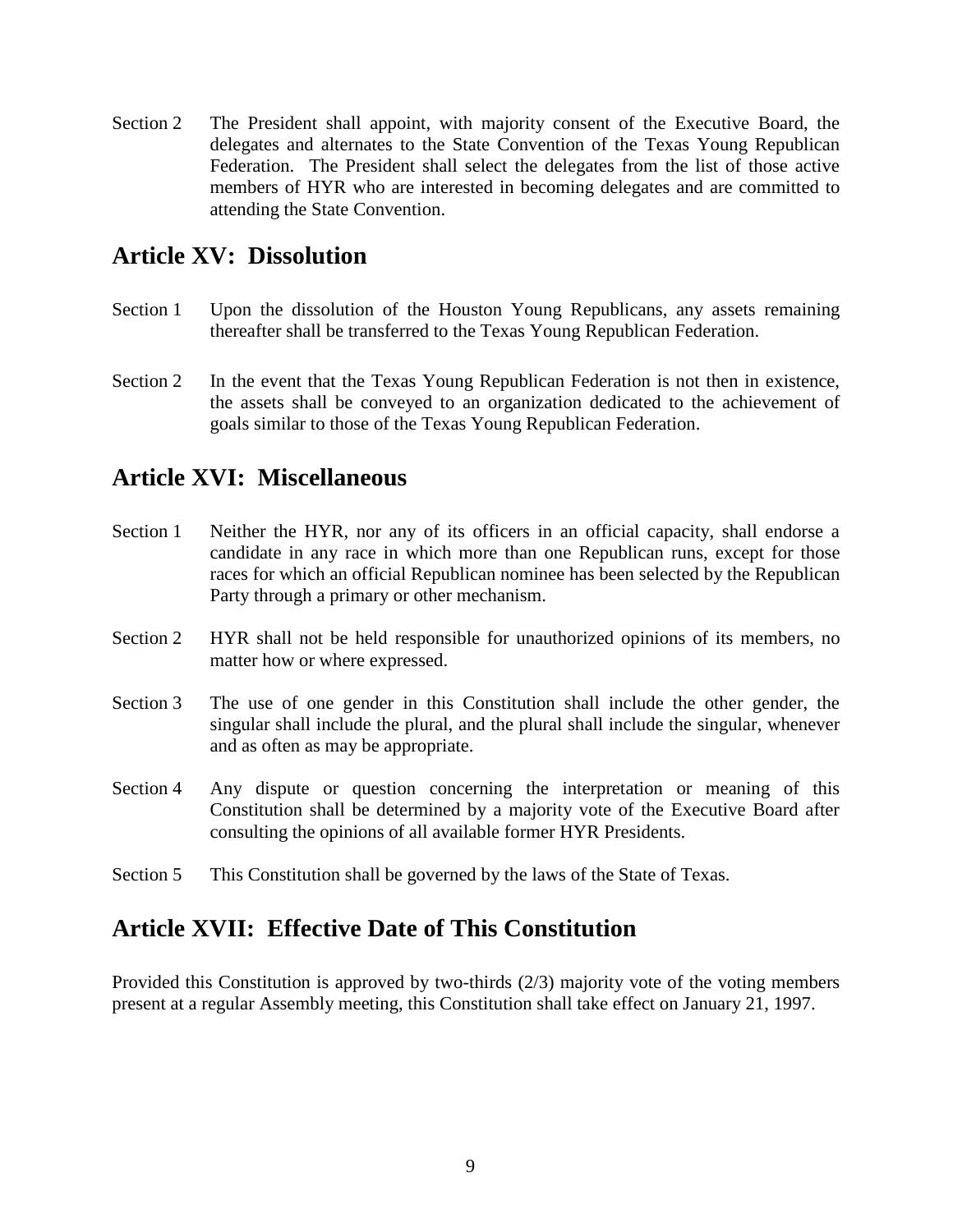Section 2 The President shall appoint, with majority consent of the Executive Board, the delegates and alternates to the State Convention of the Texas Young Republican Federation. The President shall select the delegates from the list of those active members of HYR who are interested in becoming delegates and are committed to attending the State Convention.

## Article XV: Dissolution

Section 1 Upon the dissolution of the Houston Young Republicans, any assets remaining thereafter shall be transferred to the Texas Young Republican Federation.

Section 2 In the event that the Texas Young Republican Federation is not then in existence, the assets shall be conveyed to an organization dedicated to the achievement of goals similar to those of the Texas Young Republican Federation.

## Article XVI: Miscellaneous

Section 1 Neither the HYR, nor any of its officers in an official capacity, shall endorse a candidate in any race in which more than one Republican runs, except for those races for which an official Republican nominee has been selected by the Republican Party through a primary or other mechanism.

Section 2 HYR shall not be held responsible for unauthorized opinions of its members, no matter how or where expressed.

Section 3 The use of one gender in this Constitution shall include the other gender, the singular shall include the plural, and the plural shall include the singular, whenever and as often as may be appropriate.

Section 4 Any dispute or question concerning the interpretation or meaning of this Constitution shall be determined by a majority vote of the Executive Board after consulting the opinions of all available former HYR Presidents.

Section 5 This Constitution shall be governed by the laws of the State of Texas.

## Article XVII: Effective Date of This Constitution

Provided this Constitution is approved by two-thirds (2/3) majority vote of the voting members present at a regular Assembly meeting, this Constitution shall take effect on January 21, 1997.